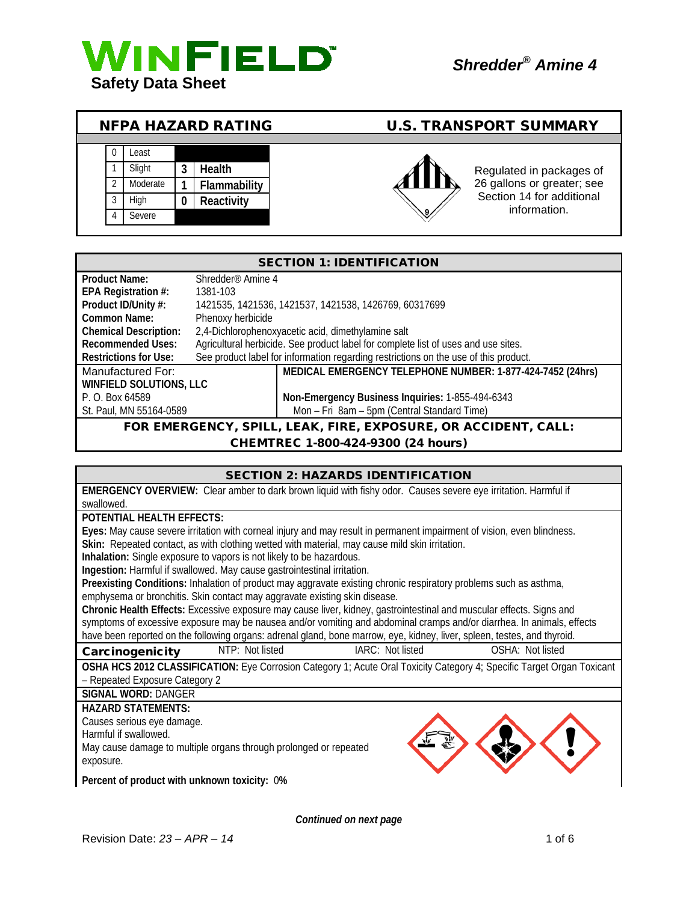# WINFIELD

**Safety Data Sheet**

***Shredder® Amine 4***

## NFPA HAZARD RATING

| | | | |
|---|---|---|---|
| 0 | Least | | |
| 1 | Slight | 3 | Health |
| 2 | Moderate | 1 | Flammability |
| 3 | High | 0 | Reactivity |
| 4 | Severe | | |

## U.S. TRANSPORT SUMMARY

Regulated in packages of 26 gallons or greater; see Section 14 for additional information.

## SECTION 1: IDENTIFICATION

| | |
|---|---|
| **Product Name:** | Shredder® Amine 4 |
| **EPA Registration #:** | 1381-103 |
| **Product ID/Unity #:** | 1421535, 1421536, 1421537, 1421538, 1426769, 60317699 |
| **Common Name:** | Phenoxy herbicide |
| **Chemical Description:** | 2,4-Dichlorophenoxyacetic acid, dimethylamine salt |
| **Recommended Uses:** | Agricultural herbicide. See product label for complete list of uses and use sites. |
| **Restrictions for Use:** | See product label for information regarding restrictions on the use of this product. |

Manufactured For:
**WINFIELD SOLUTIONS, LLC**
P. O. Box 64589
St. Paul, MN 55164-0589

**MEDICAL EMERGENCY TELEPHONE NUMBER: 1-877-424-7452 (24hrs)**

**Non-Emergency Business Inquiries:** 1-855-494-6343
Mon – Fri 8am – 5pm (Central Standard Time)

**FOR EMERGENCY, SPILL, LEAK, FIRE, EXPOSURE, OR ACCIDENT, CALL: CHEMTREC 1-800-424-9300 (24 hours)**

## SECTION 2: HAZARDS IDENTIFICATION

**EMERGENCY OVERVIEW:** Clear amber to dark brown liquid with fishy odor. Causes severe eye irritation. Harmful if swallowed.

**POTENTIAL HEALTH EFFECTS:**

**Eyes:** May cause severe irritation with corneal injury and may result in permanent impairment of vision, even blindness.
**Skin:** Repeated contact, as with clothing wetted with material, may cause mild skin irritation.
**Inhalation:** Single exposure to vapors is not likely to be hazardous.
**Ingestion:** Harmful if swallowed. May cause gastrointestinal irritation.
**Preexisting Conditions:** Inhalation of product may aggravate existing chronic respiratory problems such as asthma, emphysema or bronchitis. Skin contact may aggravate existing skin disease.
**Chronic Health Effects:** Excessive exposure may cause liver, kidney, gastrointestinal and muscular effects. Signs and symptoms of excessive exposure may be nausea and/or vomiting and abdominal cramps and/or diarrhea. In animals, effects have been reported on the following organs: adrenal gland, bone marrow, eye, kidney, liver, spleen, testes, and thyroid.

| **Carcinogenicity** | NTP: Not listed | IARC: Not listed | OSHA: Not listed |
|---|---|---|---|

**OSHA HCS 2012 CLASSIFICATION:** Eye Corrosion Category 1; Acute Oral Toxicity Category 4; Specific Target Organ Toxicant – Repeated Exposure Category 2

**SIGNAL WORD:** DANGER

**HAZARD STATEMENTS:**
Causes serious eye damage.
Harmful if swallowed.
May cause damage to multiple organs through prolonged or repeated exposure.

**Percent of product with unknown toxicity:** 0**%**

***Continued on next page***

Revision Date: *23 – APR – 14*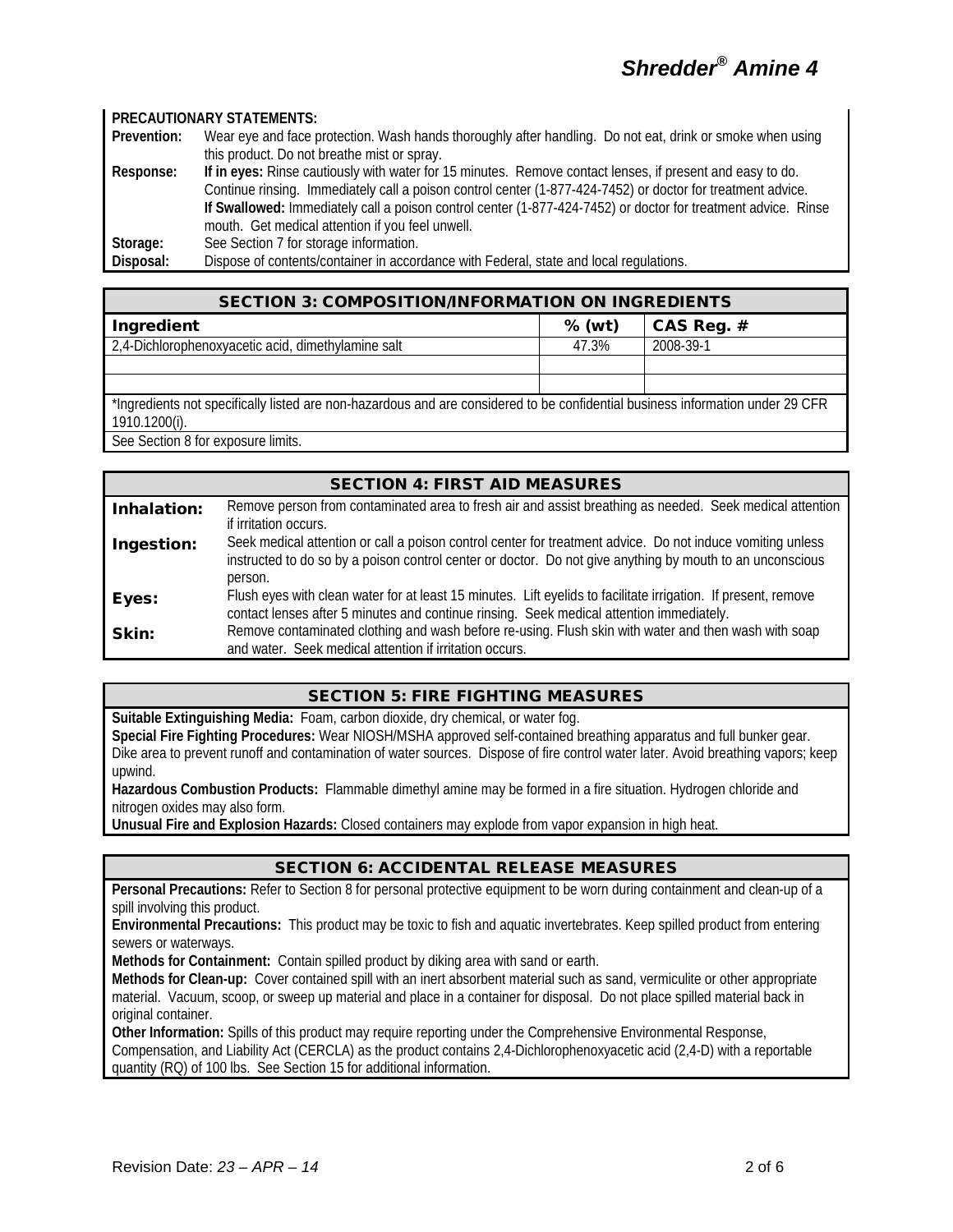**PRECAUTIONARY STATEMENTS:**

**Prevention:** Wear eye and face protection. Wash hands thoroughly after handling. Do not eat, drink or smoke when using this product. Do not breathe mist or spray.

**Response:** **If in eyes:** Rinse cautiously with water for 15 minutes. Remove contact lenses, if present and easy to do. Continue rinsing. Immediately call a poison control center (1-877-424-7452) or doctor for treatment advice.
**If Swallowed:** Immediately call a poison control center (1-877-424-7452) or doctor for treatment advice. Rinse mouth. Get medical attention if you feel unwell.

**Storage:** See Section 7 for storage information.

**Disposal:** Dispose of contents/container in accordance with Federal, state and local regulations.

## SECTION 3: COMPOSITION/INFORMATION ON INGREDIENTS

| Ingredient | % (wt) | CAS Reg. # |
|---|---|---|
| 2,4-Dichlorophenoxyacetic acid, dimethylamine salt | 47.3% | 2008-39-1 |
| | | |
| | | |

*Ingredients not specifically listed are non-hazardous and are considered to be confidential business information under 29 CFR 1910.1200(i).

See Section 8 for exposure limits.

## SECTION 4: FIRST AID MEASURES

**Inhalation:** Remove person from contaminated area to fresh air and assist breathing as needed. Seek medical attention if irritation occurs.

**Ingestion:** Seek medical attention or call a poison control center for treatment advice. Do not induce vomiting unless instructed to do so by a poison control center or doctor. Do not give anything by mouth to an unconscious person.

**Eyes:** Flush eyes with clean water for at least 15 minutes. Lift eyelids to facilitate irrigation. If present, remove contact lenses after 5 minutes and continue rinsing. Seek medical attention immediately.

**Skin:** Remove contaminated clothing and wash before re-using. Flush skin with water and then wash with soap and water. Seek medical attention if irritation occurs.

## SECTION 5: FIRE FIGHTING MEASURES

**Suitable Extinguishing Media:** Foam, carbon dioxide, dry chemical, or water fog.

**Special Fire Fighting Procedures:** Wear NIOSH/MSHA approved self-contained breathing apparatus and full bunker gear. Dike area to prevent runoff and contamination of water sources. Dispose of fire control water later. Avoid breathing vapors; keep upwind.

**Hazardous Combustion Products:** Flammable dimethyl amine may be formed in a fire situation. Hydrogen chloride and nitrogen oxides may also form.

**Unusual Fire and Explosion Hazards:** Closed containers may explode from vapor expansion in high heat.

## SECTION 6: ACCIDENTAL RELEASE MEASURES

**Personal Precautions:** Refer to Section 8 for personal protective equipment to be worn during containment and clean-up of a spill involving this product.

**Environmental Precautions:** This product may be toxic to fish and aquatic invertebrates. Keep spilled product from entering sewers or waterways.

**Methods for Containment:** Contain spilled product by diking area with sand or earth.

**Methods for Clean-up:** Cover contained spill with an inert absorbent material such as sand, vermiculite or other appropriate material. Vacuum, scoop, or sweep up material and place in a container for disposal. Do not place spilled material back in original container.

**Other Information:** Spills of this product may require reporting under the Comprehensive Environmental Response, Compensation, and Liability Act (CERCLA) as the product contains 2,4-Dichlorophenoxyacetic acid (2,4-D) with a reportable quantity (RQ) of 100 lbs. See Section 15 for additional information.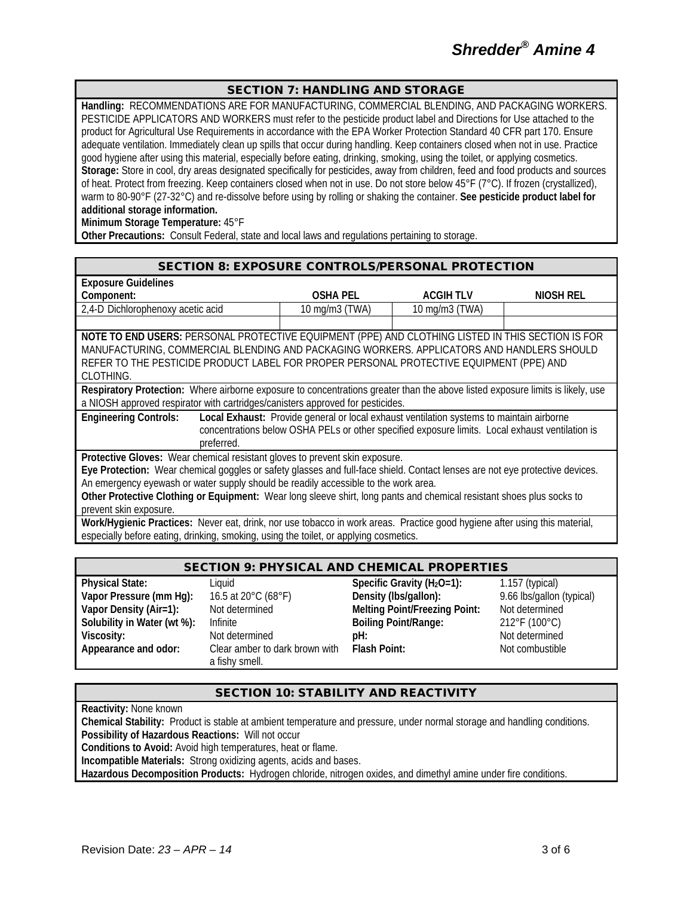## SECTION 7: HANDLING AND STORAGE

**Handling:** RECOMMENDATIONS ARE FOR MANUFACTURING, COMMERCIAL BLENDING, AND PACKAGING WORKERS. PESTICIDE APPLICATORS AND WORKERS must refer to the pesticide product label and Directions for Use attached to the product for Agricultural Use Requirements in accordance with the EPA Worker Protection Standard 40 CFR part 170. Ensure adequate ventilation. Immediately clean up spills that occur during handling. Keep containers closed when not in use. Practice good hygiene after using this material, especially before eating, drinking, smoking, using the toilet, or applying cosmetics.

**Storage:** Store in cool, dry areas designated specifically for pesticides, away from children, feed and food products and sources of heat. Protect from freezing. Keep containers closed when not in use. Do not store below 45°F (7°C). If frozen (crystallized), warm to 80-90°F (27-32°C) and re-dissolve before using by rolling or shaking the container. **See pesticide product label for additional storage information.**

**Minimum Storage Temperature:** 45°F

**Other Precautions:** Consult Federal, state and local laws and regulations pertaining to storage.

## SECTION 8: EXPOSURE CONTROLS/PERSONAL PROTECTION

**Exposure Guidelines**

| Component: | OSHA PEL | ACGIH TLV | NIOSH REL |
|---|---|---|---|
| 2,4-D Dichlorophenoxy acetic acid | 10 mg/m3 (TWA) | 10 mg/m3 (TWA) | |
| | | | |

**NOTE TO END USERS:** PERSONAL PROTECTIVE EQUIPMENT (PPE) AND CLOTHING LISTED IN THIS SECTION IS FOR MANUFACTURING, COMMERCIAL BLENDING AND PACKAGING WORKERS. APPLICATORS AND HANDLERS SHOULD REFER TO THE PESTICIDE PRODUCT LABEL FOR PROPER PERSONAL PROTECTIVE EQUIPMENT (PPE) AND CLOTHING.

**Respiratory Protection:** Where airborne exposure to concentrations greater than the above listed exposure limits is likely, use a NIOSH approved respirator with cartridges/canisters approved for pesticides.

**Engineering Controls:** **Local Exhaust:** Provide general or local exhaust ventilation systems to maintain airborne concentrations below OSHA PELs or other specified exposure limits. Local exhaust ventilation is preferred.

**Protective Gloves:** Wear chemical resistant gloves to prevent skin exposure.

**Eye Protection:** Wear chemical goggles or safety glasses and full-face shield. Contact lenses are not eye protective devices. An emergency eyewash or water supply should be readily accessible to the work area.

**Other Protective Clothing or Equipment:** Wear long sleeve shirt, long pants and chemical resistant shoes plus socks to prevent skin exposure.

**Work/Hygienic Practices:** Never eat, drink, nor use tobacco in work areas. Practice good hygiene after using this material, especially before eating, drinking, smoking, using the toilet, or applying cosmetics.

## SECTION 9: PHYSICAL AND CHEMICAL PROPERTIES

| | | | |
|---|---|---|---|
| **Physical State:** | Liquid | **Specific Gravity ($H_2O$=1):** | 1.157 (typical) |
| **Vapor Pressure (mm Hg):** | 16.5 at 20°C (68°F) | **Density (lbs/gallon):** | 9.66 lbs/gallon (typical) |
| **Vapor Density (Air=1):** | Not determined | **Melting Point/Freezing Point:** | Not determined |
| **Solubility in Water (wt %):** | Infinite | **Boiling Point/Range:** | 212°F (100°C) |
| **Viscosity:** | Not determined | **pH:** | Not determined |
| **Appearance and odor:** | Clear amber to dark brown with a fishy smell. | **Flash Point:** | Not combustible |

## SECTION 10: STABILITY AND REACTIVITY

**Reactivity:** None known

**Chemical Stability:** Product is stable at ambient temperature and pressure, under normal storage and handling conditions.

**Possibility of Hazardous Reactions:** Will not occur

**Conditions to Avoid:** Avoid high temperatures, heat or flame.

**Incompatible Materials:** Strong oxidizing agents, acids and bases.

**Hazardous Decomposition Products:** Hydrogen chloride, nitrogen oxides, and dimethyl amine under fire conditions.

Revision Date: *23 – APR – 14*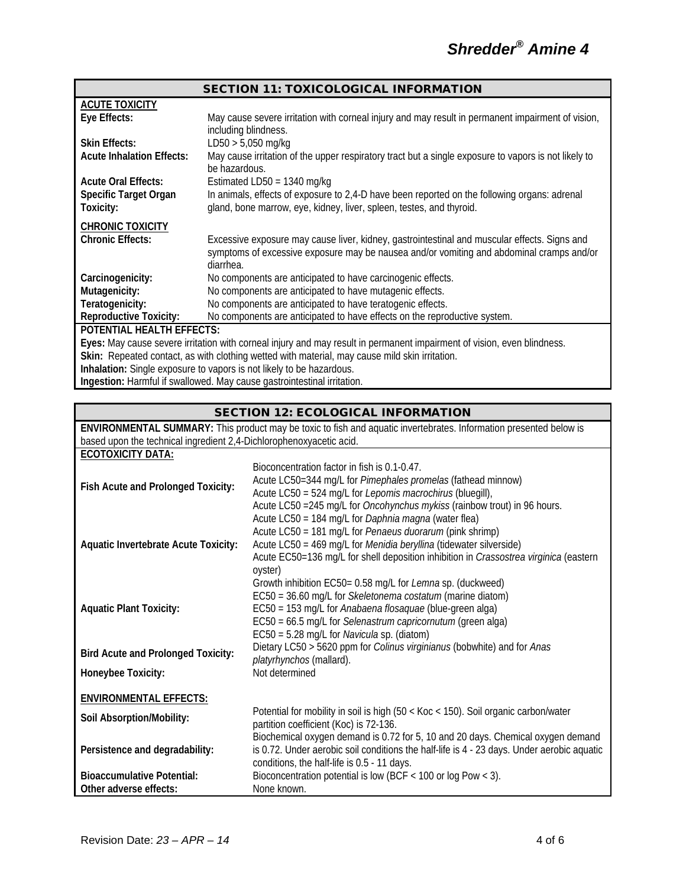## SECTION 11: TOXICOLOGICAL INFORMATION

**ACUTE TOXICITY**

| | |
|---|---|
| **Eye Effects:** | May cause severe irritation with corneal injury and may result in permanent impairment of vision, including blindness. |
| **Skin Effects:** | LD50 > 5,050 mg/kg |
| **Acute Inhalation Effects:** | May cause irritation of the upper respiratory tract but a single exposure to vapors is not likely to be hazardous. |
| **Acute Oral Effects:** | Estimated LD50 = 1340 mg/kg |
| **Specific Target Organ Toxicity:** | In animals, effects of exposure to 2,4-D have been reported on the following organs: adrenal gland, bone marrow, eye, kidney, liver, spleen, testes, and thyroid. |

**CHRONIC TOXICITY**

| | |
|---|---|
| **Chronic Effects:** | Excessive exposure may cause liver, kidney, gastrointestinal and muscular effects. Signs and symptoms of excessive exposure may be nausea and/or vomiting and abdominal cramps and/or diarrhea. |
| **Carcinogenicity:** | No components are anticipated to have carcinogenic effects. |
| **Mutagenicity:** | No components are anticipated to have mutagenic effects. |
| **Teratogenicity:** | No components are anticipated to have teratogenic effects. |
| **Reproductive Toxicity:** | No components are anticipated to have effects on the reproductive system. |

**POTENTIAL HEALTH EFFECTS:**

**Eyes:** May cause severe irritation with corneal injury and may result in permanent impairment of vision, even blindness.

**Skin:** Repeated contact, as with clothing wetted with material, may cause mild skin irritation.

**Inhalation:** Single exposure to vapors is not likely to be hazardous.

**Ingestion:** Harmful if swallowed. May cause gastrointestinal irritation.

## SECTION 12: ECOLOGICAL INFORMATION

**ENVIRONMENTAL SUMMARY:** This product may be toxic to fish and aquatic invertebrates. Information presented below is based upon the technical ingredient 2,4-Dichlorophenoxyacetic acid.

**ECOTOXICITY DATA:**

| | |
|---|---|
| **Fish Acute and Prolonged Toxicity:** | Bioconcentration factor in fish is 0.1-0.47.<br>Acute LC50=344 mg/L for *Pimephales promelas* (fathead minnow)<br>Acute LC50 = 524 mg/L for *Lepomis macrochirus* (bluegill),<br>Acute LC50 =245 mg/L for *Oncohynchus mykiss* (rainbow trout) in 96 hours. |
| **Aquatic Invertebrate Acute Toxicity:** | Acute LC50 = 184 mg/L for *Daphnia magna* (water flea)<br>Acute LC50 = 181 mg/L for *Penaeus duorarum* (pink shrimp)<br>Acute LC50 = 469 mg/L for *Menidia beryllina* (tidewater silverside)<br>Acute EC50=136 mg/L for shell deposition inhibition in *Crassostrea virginica* (eastern oyster) |
| **Aquatic Plant Toxicity:** | Growth inhibition EC50= 0.58 mg/L for *Lemna* sp. (duckweed)<br>EC50 = 36.60 mg/L for *Skeletonema costatum* (marine diatom)<br>EC50 = 153 mg/L for *Anabaena flosaquae* (blue-green alga)<br>EC50 = 66.5 mg/L for *Selenastrum capricornutum* (green alga)<br>EC50 = 5.28 mg/L for *Navicula* sp. (diatom) |
| **Bird Acute and Prolonged Toxicity:** | Dietary LC50 > 5620 ppm for *Colinus virginianus* (bobwhite) and for *Anas platyrhynchos* (mallard). |
| **Honeybee Toxicity:** | Not determined |

**ENVIRONMENTAL EFFECTS:**

| | |
|---|---|
| **Soil Absorption/Mobility:** | Potential for mobility in soil is high (50 < Koc < 150). Soil organic carbon/water partition coefficient (Koc) is 72-136. |
| **Persistence and degradability:** | Biochemical oxygen demand is 0.72 for 5, 10 and 20 days. Chemical oxygen demand is 0.72. Under aerobic soil conditions the half-life is 4 - 23 days. Under aerobic aquatic conditions, the half-life is 0.5 - 11 days. |
| **Bioaccumulative Potential:** | Bioconcentration potential is low (BCF < 100 or log Pow < 3). |
| **Other adverse effects:** | None known. |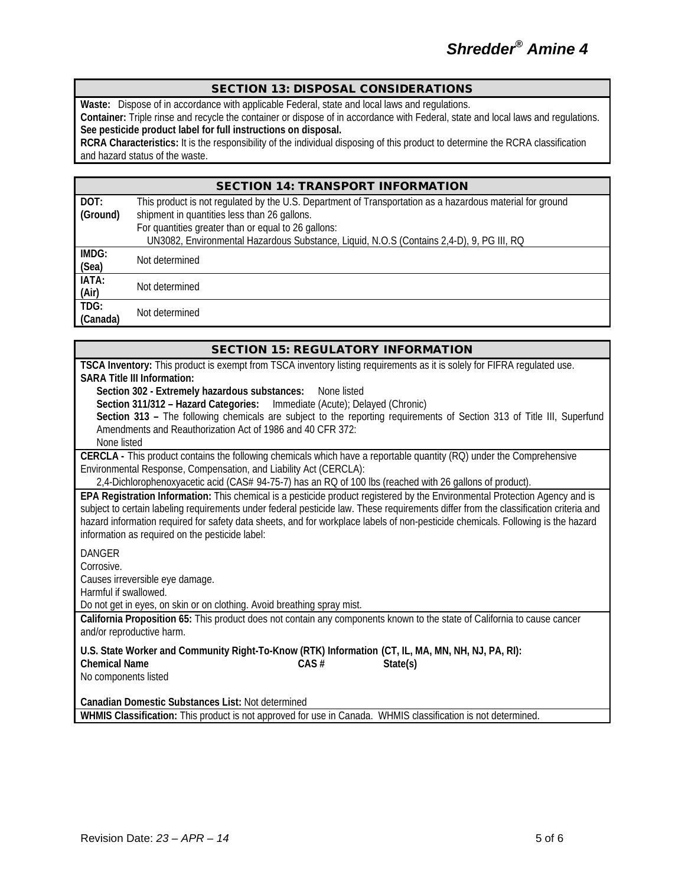## SECTION 13: DISPOSAL CONSIDERATIONS

**Waste:** Dispose of in accordance with applicable Federal, state and local laws and regulations.

**Container:** Triple rinse and recycle the container or dispose of in accordance with Federal, state and local laws and regulations. **See pesticide product label for full instructions on disposal.**

**RCRA Characteristics:** It is the responsibility of the individual disposing of this product to determine the RCRA classification and hazard status of the waste.

## SECTION 14: TRANSPORT INFORMATION

| | |
|---|---|
| **DOT: (Ground)** | This product is not regulated by the U.S. Department of Transportation as a hazardous material for ground shipment in quantities less than 26 gallons.<br>For quantities greater than or equal to 26 gallons:<br>UN3082, Environmental Hazardous Substance, Liquid, N.O.S (Contains 2,4-D), 9, PG III, RQ |
| **IMDG: (Sea)** | Not determined |
| **IATA: (Air)** | Not determined |
| **TDG: (Canada)** | Not determined |

## SECTION 15: REGULATORY INFORMATION

**TSCA Inventory:** This product is exempt from TSCA inventory listing requirements as it is solely for FIFRA regulated use.

**SARA Title III Information:**

**Section 302 - Extremely hazardous substances:** None listed

**Section 311/312 – Hazard Categories:** Immediate (Acute); Delayed (Chronic)

**Section 313 –** The following chemicals are subject to the reporting requirements of Section 313 of Title III, Superfund Amendments and Reauthorization Act of 1986 and 40 CFR 372:

None listed

**CERCLA -** This product contains the following chemicals which have a reportable quantity (RQ) under the Comprehensive Environmental Response, Compensation, and Liability Act (CERCLA):

2,4-Dichlorophenoxyacetic acid (CAS# 94-75-7) has an RQ of 100 lbs (reached with 26 gallons of product).

**EPA Registration Information:** This chemical is a pesticide product registered by the Environmental Protection Agency and is subject to certain labeling requirements under federal pesticide law. These requirements differ from the classification criteria and hazard information required for safety data sheets, and for workplace labels of non-pesticide chemicals. Following is the hazard information as required on the pesticide label:

DANGER
Corrosive.
Causes irreversible eye damage.
Harmful if swallowed.
Do not get in eyes, on skin or on clothing. Avoid breathing spray mist.

**California Proposition 65:** This product does not contain any components known to the state of California to cause cancer and/or reproductive harm.

**U.S. State Worker and Community Right-To-Know (RTK) Information (CT, IL, MA, MN, NH, NJ, PA, RI):**

| Chemical Name | CAS # | State(s) |
|---|---|---|
| No components listed | | |

**Canadian Domestic Substances List:** Not determined

**WHMIS Classification:** This product is not approved for use in Canada. WHMIS classification is not determined.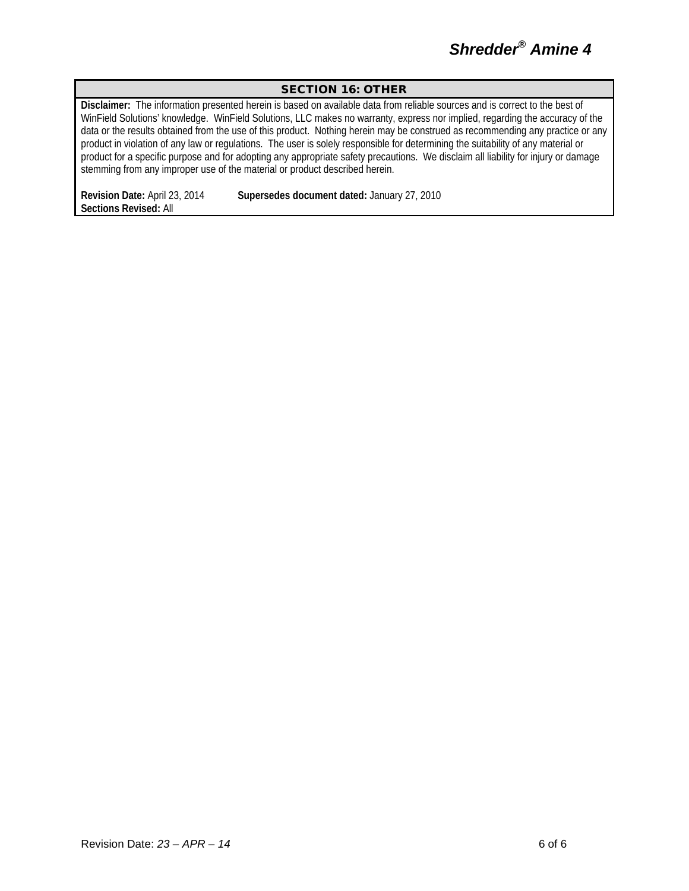## SECTION 16: OTHER

**Disclaimer:** The information presented herein is based on available data from reliable sources and is correct to the best of WinField Solutions' knowledge. WinField Solutions, LLC makes no warranty, express nor implied, regarding the accuracy of the data or the results obtained from the use of this product. Nothing herein may be construed as recommending any practice or any product in violation of any law or regulations. The user is solely responsible for determining the suitability of any material or product for a specific purpose and for adopting any appropriate safety precautions. We disclaim all liability for injury or damage stemming from any improper use of the material or product described herein.

**Revision Date:** April 23, 2014 **Supersedes document dated:** January 27, 2010
**Sections Revised:** All